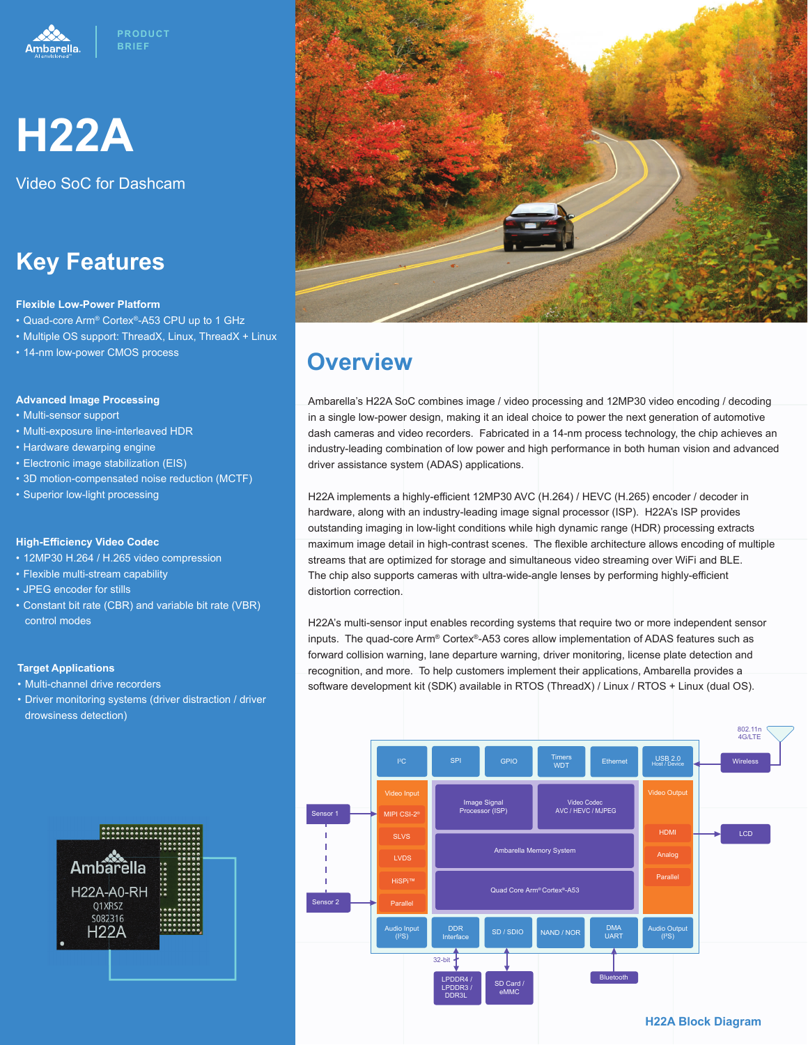Ambarella. | PRODUCT BRIEF

# H22A

Video SoC for Dashcam

## Key Features

**Flexible Low-Power Platform**

- Quad-core Arm® Cortex®-A53 CPU up to 1 GHz
- Multiple OS support: ThreadX, Linux, ThreadX + Linux
- 14-nm low-power CMOS process

**Advanced Image Processing**

- Multi-sensor support
- Multi-exposure line-interleaved HDR
- Hardware dewarping engine
- Electronic image stabilization (EIS)
- 3D motion-compensated noise reduction (MCTF)
- Superior low-light processing

**High-Efficiency Video Codec**

- 12MP30 H.264 / H.265 video compression
- Flexible multi-stream capability
- JPEG encoder for stills
- Constant bit rate (CBR) and variable bit rate (VBR) control modes

**Target Applications**

- Multi-channel drive recorders
- Driver monitoring systems (driver distraction / driver drowsiness detection)

## Overview

Ambarella's H22A SoC combines image / video processing and 12MP30 video encoding / decoding in a single low-power design, making it an ideal choice to power the next generation of automotive dash cameras and video recorders. Fabricated in a 14-nm process technology, the chip achieves an industry-leading combination of low power and high performance in both human vision and advanced driver assistance system (ADAS) applications.

H22A implements a highly-efficient 12MP30 AVC (H.264) / HEVC (H.265) encoder / decoder in hardware, along with an industry-leading image signal processor (ISP). H22A's ISP provides outstanding imaging in low-light conditions while high dynamic range (HDR) processing extracts maximum image detail in high-contrast scenes. The flexible architecture allows encoding of multiple streams that are optimized for storage and simultaneous video streaming over WiFi and BLE. The chip also supports cameras with ultra-wide-angle lenses by performing highly-efficient distortion correction.

H22A's multi-sensor input enables recording systems that require two or more independent sensor inputs. The quad-core Arm® Cortex®-A53 cores allow implementation of ADAS features such as forward collision warning, lane departure warning, driver monitoring, license plate detection and recognition, and more. To help customers implement their applications, Ambarella provides a software development kit (SDK) available in RTOS (ThreadX) / Linux / RTOS + Linux (dual OS).

I²C | SPI | GPIO | Timers WDT | Ethernet | USB 2.0 Host / Device | Wireless (802.11n 4G/LTE)

Sensor 1 | Sensor 2 | Video Input: MIPI CSI-2®, SLVS, LVDS, HiSPi™, Parallel

Image Signal Processor (ISP) | Video Codec AVC / HEVC / MJPEG | Ambarella Memory System | Quad Core Arm® Cortex®-A53

Video Output: HDMI, Analog, Parallel | LCD

Audio Input (I²S) | DDR Interface (32-bit, LPDDR4 / LPDDR3 / DDR3L) | SD / SDIO (SD Card / eMMC) | NAND / NOR | DMA UART (Bluetooth) | Audio Output (I²S)

**H22A Block Diagram**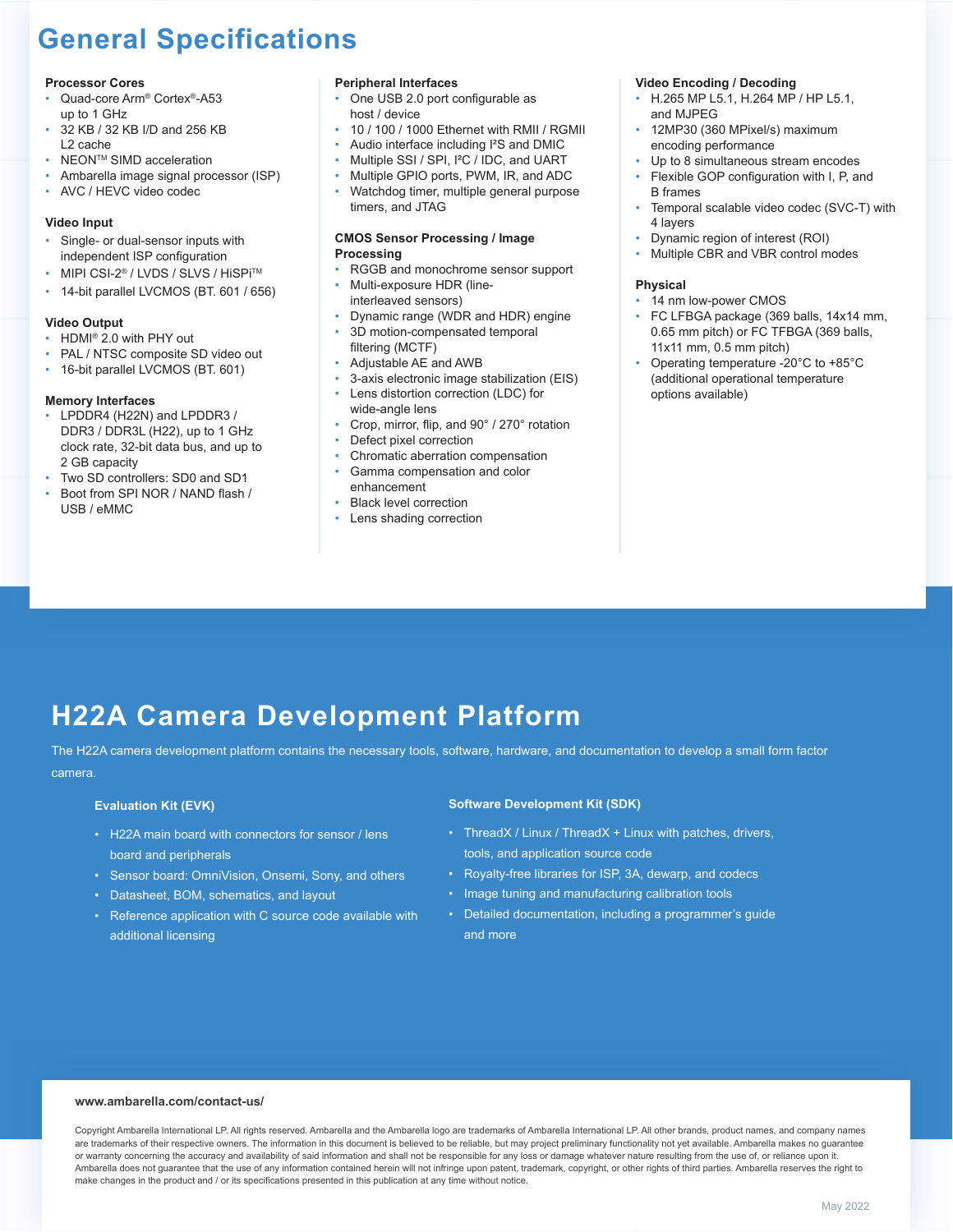# General Specifications

### Processor Cores

- Quad-core Arm® Cortex®-A53 up to 1 GHz
- 32 KB / 32 KB I/D and 256 KB L2 cache
- NEON™ SIMD acceleration
- Ambarella image signal processor (ISP)
- AVC / HEVC video codec

### Video Input

- Single- or dual-sensor inputs with independent ISP configuration
- MIPI CSI-2® / LVDS / SLVS / HiSPi™
- 14-bit parallel LVCMOS (BT. 601 / 656)

### Video Output

- HDMI® 2.0 with PHY out
- PAL / NTSC composite SD video out
- 16-bit parallel LVCMOS (BT. 601)

### Memory Interfaces

- LPDDR4 (H22N) and LPDDR3 / DDR3 / DDR3L (H22), up to 1 GHz clock rate, 32-bit data bus, and up to 2 GB capacity
- Two SD controllers: SD0 and SD1
- Boot from SPI NOR / NAND flash / USB / eMMC

### Peripheral Interfaces

- One USB 2.0 port configurable as host / device
- 10 / 100 / 1000 Ethernet with RMII / RGMII
- Audio interface including I²S and DMIC
- Multiple SSI / SPI, I²C / IDC, and UART
- Multiple GPIO ports, PWM, IR, and ADC
- Watchdog timer, multiple general purpose timers, and JTAG

### CMOS Sensor Processing / Image Processing

- RGGB and monochrome sensor support
- Multi-exposure HDR (line-interleaved sensors)
- Dynamic range (WDR and HDR) engine
- 3D motion-compensated temporal filtering (MCTF)
- Adjustable AE and AWB
- 3-axis electronic image stabilization (EIS)
- Lens distortion correction (LDC) for wide-angle lens
- Crop, mirror, flip, and 90° / 270° rotation
- Defect pixel correction
- Chromatic aberration compensation
- Gamma compensation and color enhancement
- Black level correction
- Lens shading correction

### Video Encoding / Decoding

- H.265 MP L5.1, H.264 MP / HP L5.1, and MJPEG
- 12MP30 (360 MPixel/s) maximum encoding performance
- Up to 8 simultaneous stream encodes
- Flexible GOP configuration with I, P, and B frames
- Temporal scalable video codec (SVC-T) with 4 layers
- Dynamic region of interest (ROI)
- Multiple CBR and VBR control modes

### Physical

- 14 nm low-power CMOS
- FC LFBGA package (369 balls, 14x14 mm, 0.65 mm pitch) or FC TFBGA (369 balls, 11x11 mm, 0.5 mm pitch)
- Operating temperature -20°C to +85°C (additional operational temperature options available)

# H22A Camera Development Platform

The H22A camera development platform contains the necessary tools, software, hardware, and documentation to develop a small form factor camera.

### Evaluation Kit (EVK)

- H22A main board with connectors for sensor / lens board and peripherals
- Sensor board: OmniVision, Onsemi, Sony, and others
- Datasheet, BOM, schematics, and layout
- Reference application with C source code available with additional licensing

### Software Development Kit (SDK)

- ThreadX / Linux / ThreadX + Linux with patches, drivers, tools, and application source code
- Royalty-free libraries for ISP, 3A, dewarp, and codecs
- Image tuning and manufacturing calibration tools
- Detailed documentation, including a programmer's guide and more

**www.ambarella.com/contact-us/**

Copyright Ambarella International LP. All rights reserved. Ambarella and the Ambarella logo are trademarks of Ambarella International LP. All other brands, product names, and company names are trademarks of their respective owners. The information in this document is believed to be reliable, but may project preliminary functionality not yet available. Ambarella makes no guarantee or warranty concerning the accuracy and availability of said information and shall not be responsible for any loss or damage whatever nature resulting from the use of, or reliance upon it. Ambarella does not guarantee that the use of any information contained herein will not infringe upon patent, trademark, copyright, or other rights of third parties. Ambarella reserves the right to make changes in the product and / or its specifications presented in this publication at any time without notice.

May 2022